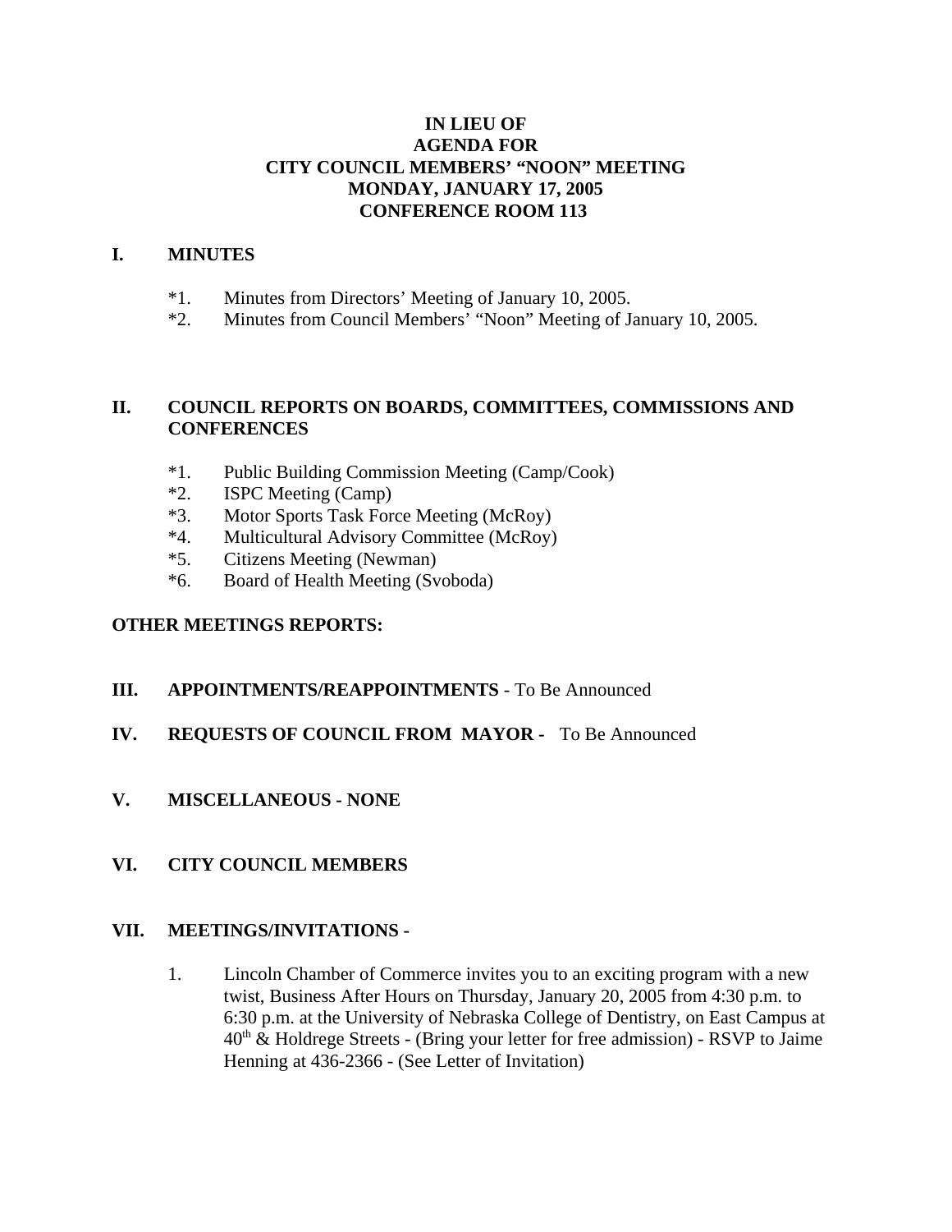# IN LIEU OF
# AGENDA FOR
# CITY COUNCIL MEMBERS' "NOON" MEETING
# MONDAY, JANUARY 17, 2005
# CONFERENCE ROOM 113

## I. MINUTES

*1. Minutes from Directors' Meeting of January 10, 2005.
*2. Minutes from Council Members' "Noon" Meeting of January 10, 2005.

## II. COUNCIL REPORTS ON BOARDS, COMMITTEES, COMMISSIONS AND CONFERENCES

*1. Public Building Commission Meeting (Camp/Cook)
*2. ISPC Meeting (Camp)
*3. Motor Sports Task Force Meeting (McRoy)
*4. Multicultural Advisory Committee (McRoy)
*5. Citizens Meeting (Newman)
*6. Board of Health Meeting (Svoboda)

**OTHER MEETINGS REPORTS:**

## III. APPOINTMENTS/REAPPOINTMENTS - To Be Announced

## IV. REQUESTS OF COUNCIL FROM MAYOR - To Be Announced

## V. MISCELLANEOUS - NONE

## VI. CITY COUNCIL MEMBERS

## VII. MEETINGS/INVITATIONS -

1. Lincoln Chamber of Commerce invites you to an exciting program with a new twist, Business After Hours on Thursday, January 20, 2005 from 4:30 p.m. to 6:30 p.m. at the University of Nebraska College of Dentistry, on East Campus at 40th & Holdrege Streets - (Bring your letter for free admission) - RSVP to Jaime Henning at 436-2366 - (See Letter of Invitation)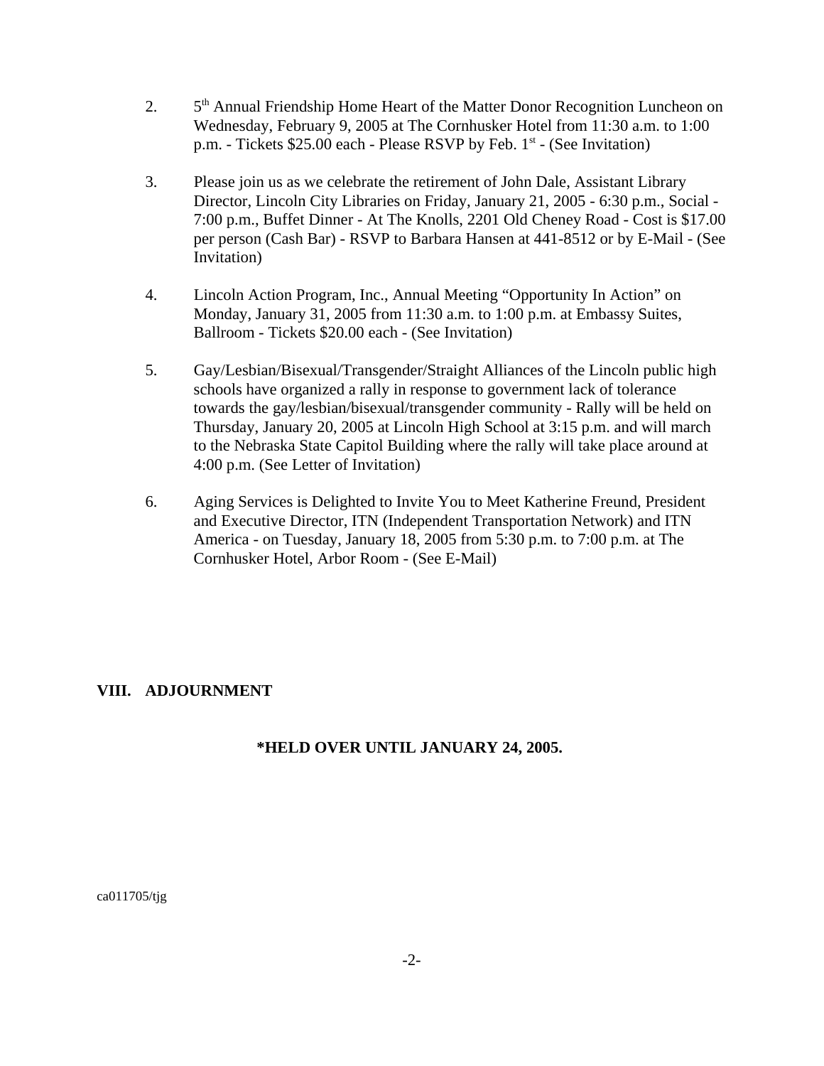2. 5th Annual Friendship Home Heart of the Matter Donor Recognition Luncheon on Wednesday, February 9, 2005 at The Cornhusker Hotel from 11:30 a.m. to 1:00 p.m. - Tickets $25.00 each - Please RSVP by Feb. 1st - (See Invitation)

3. Please join us as we celebrate the retirement of John Dale, Assistant Library Director, Lincoln City Libraries on Friday, January 21, 2005 - 6:30 p.m., Social - 7:00 p.m., Buffet Dinner - At The Knolls, 2201 Old Cheney Road - Cost is $17.00 per person (Cash Bar) - RSVP to Barbara Hansen at 441-8512 or by E-Mail - (See Invitation)

4. Lincoln Action Program, Inc., Annual Meeting "Opportunity In Action" on Monday, January 31, 2005 from 11:30 a.m. to 1:00 p.m. at Embassy Suites, Ballroom - Tickets $20.00 each - (See Invitation)

5. Gay/Lesbian/Bisexual/Transgender/Straight Alliances of the Lincoln public high schools have organized a rally in response to government lack of tolerance towards the gay/lesbian/bisexual/transgender community - Rally will be held on Thursday, January 20, 2005 at Lincoln High School at 3:15 p.m. and will march to the Nebraska State Capitol Building where the rally will take place around at 4:00 p.m. (See Letter of Invitation)

6. Aging Services is Delighted to Invite You to Meet Katherine Freund, President and Executive Director, ITN (Independent Transportation Network) and ITN America - on Tuesday, January 18, 2005 from 5:30 p.m. to 7:00 p.m. at The Cornhusker Hotel, Arbor Room - (See E-Mail)

## VIII. ADJOURNMENT

**\*HELD OVER UNTIL JANUARY 24, 2005.**

ca011705/tjg